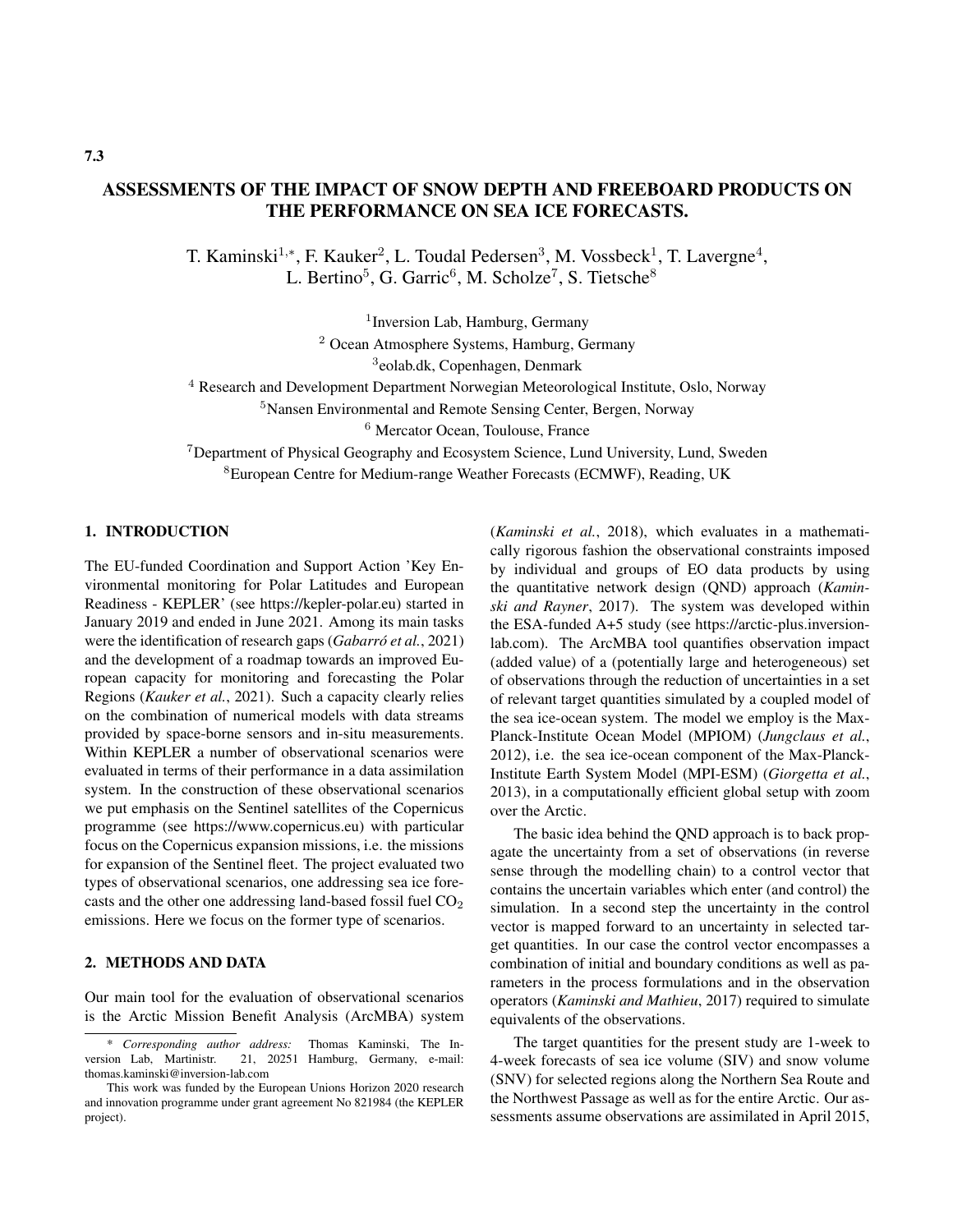7.3

# ASSESSMENTS OF THE IMPACT OF SNOW DEPTH AND FREEBOARD PRODUCTS ON THE PERFORMANCE ON SEA ICE FORECASTS.

T. Kaminski[1,*], F. Kauker[2], L. Toudal Pedersen[3], M. Vossbeck[1], T. Lavergne[4], L. Bertino[5], G. Garric[6], M. Scholze[7], S. Tietsche[8]

[1]Inversion Lab, Hamburg, Germany
[2] Ocean Atmosphere Systems, Hamburg, Germany
[3]eolab.dk, Copenhagen, Denmark
[4] Research and Development Department Norwegian Meteorological Institute, Oslo, Norway
[5]Nansen Environmental and Remote Sensing Center, Bergen, Norway
[6] Mercator Ocean, Toulouse, France
[7]Department of Physical Geography and Ecosystem Science, Lund University, Lund, Sweden
[8]European Centre for Medium-range Weather Forecasts (ECMWF), Reading, UK

## 1. INTRODUCTION

The EU-funded Coordination and Support Action 'Key Environmental monitoring for Polar Latitudes and European Readiness - KEPLER' (see https://kepler-polar.eu) started in January 2019 and ended in June 2021. Among its main tasks were the identification of research gaps (*Gabarró et al.*, 2021) and the development of a roadmap towards an improved European capacity for monitoring and forecasting the Polar Regions (*Kauker et al.*, 2021). Such a capacity clearly relies on the combination of numerical models with data streams provided by space-borne sensors and in-situ measurements. Within KEPLER a number of observational scenarios were evaluated in terms of their performance in a data assimilation system. In the construction of these observational scenarios we put emphasis on the Sentinel satellites of the Copernicus programme (see https://www.copernicus.eu) with particular focus on the Copernicus expansion missions, i.e. the missions for expansion of the Sentinel fleet. The project evaluated two types of observational scenarios, one addressing sea ice forecasts and the other one addressing land-based fossil fuel $CO_2$ emissions. Here we focus on the former type of scenarios.

## 2. METHODS AND DATA

Our main tool for the evaluation of observational scenarios is the Arctic Mission Benefit Analysis (ArcMBA) system (*Kaminski et al.*, 2018), which evaluates in a mathematically rigorous fashion the observational constraints imposed by individual and groups of EO data products by using the quantitative network design (QND) approach (*Kaminski and Rayner*, 2017). The system was developed within the ESA-funded A+5 study (see https://arctic-plus.inversion-lab.com). The ArcMBA tool quantifies observation impact (added value) of a (potentially large and heterogeneous) set of observations through the reduction of uncertainties in a set of relevant target quantities simulated by a coupled model of the sea ice-ocean system. The model we employ is the Max-Planck-Institute Ocean Model (MPIOM) (*Jungclaus et al.*, 2012), i.e. the sea ice-ocean component of the Max-Planck-Institute Earth System Model (MPI-ESM) (*Giorgetta et al.*, 2013), in a computationally efficient global setup with zoom over the Arctic.

The basic idea behind the QND approach is to back propagate the uncertainty from a set of observations (in reverse sense through the modelling chain) to a control vector that contains the uncertain variables which enter (and control) the simulation. In a second step the uncertainty in the control vector is mapped forward to an uncertainty in selected target quantities. In our case the control vector encompasses a combination of initial and boundary conditions as well as parameters in the process formulations and in the observation operators (*Kaminski and Mathieu*, 2017) required to simulate equivalents of the observations.

The target quantities for the present study are 1-week to 4-week forecasts of sea ice volume (SIV) and snow volume (SNV) for selected regions along the Northern Sea Route and the Northwest Passage as well as for the entire Arctic. Our assessments assume observations are assimilated in April 2015,

---

\* *Corresponding author address:* Thomas Kaminski, The Inversion Lab, Martinistr. 21, 20251 Hamburg, Germany, e-mail: thomas.kaminski@inversion-lab.com

This work was funded by the European Unions Horizon 2020 research and innovation programme under grant agreement No 821984 (the KEPLER project).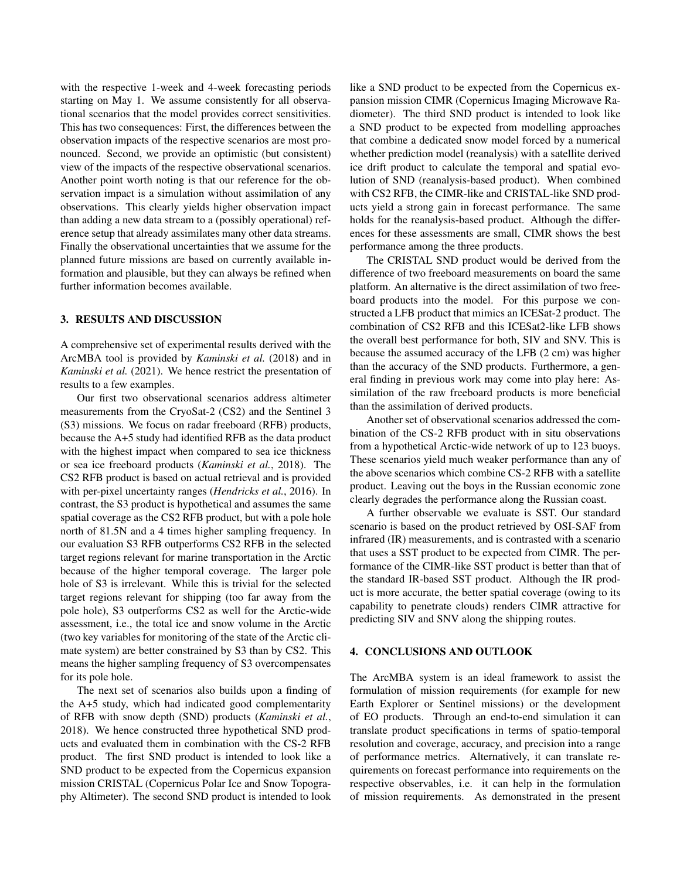with the respective 1-week and 4-week forecasting periods starting on May 1. We assume consistently for all observational scenarios that the model provides correct sensitivities. This has two consequences: First, the differences between the observation impacts of the respective scenarios are most pronounced. Second, we provide an optimistic (but consistent) view of the impacts of the respective observational scenarios. Another point worth noting is that our reference for the observation impact is a simulation without assimilation of any observations. This clearly yields higher observation impact than adding a new data stream to a (possibly operational) reference setup that already assimilates many other data streams. Finally the observational uncertainties that we assume for the planned future missions are based on currently available information and plausible, but they can always be refined when further information becomes available.

## 3. RESULTS AND DISCUSSION

A comprehensive set of experimental results derived with the ArcMBA tool is provided by *Kaminski et al.* (2018) and in *Kaminski et al.* (2021). We hence restrict the presentation of results to a few examples.

Our first two observational scenarios address altimeter measurements from the CryoSat-2 (CS2) and the Sentinel 3 (S3) missions. We focus on radar freeboard (RFB) products, because the A+5 study had identified RFB as the data product with the highest impact when compared to sea ice thickness or sea ice freeboard products (*Kaminski et al.*, 2018). The CS2 RFB product is based on actual retrieval and is provided with per-pixel uncertainty ranges (*Hendricks et al.*, 2016). In contrast, the S3 product is hypothetical and assumes the same spatial coverage as the CS2 RFB product, but with a pole hole north of 81.5N and a 4 times higher sampling frequency. In our evaluation S3 RFB outperforms CS2 RFB in the selected target regions relevant for marine transportation in the Arctic because of the higher temporal coverage. The larger pole hole of S3 is irrelevant. While this is trivial for the selected target regions relevant for shipping (too far away from the pole hole), S3 outperforms CS2 as well for the Arctic-wide assessment, i.e., the total ice and snow volume in the Arctic (two key variables for monitoring of the state of the Arctic climate system) are better constrained by S3 than by CS2. This means the higher sampling frequency of S3 overcompensates for its pole hole.

The next set of scenarios also builds upon a finding of the A+5 study, which had indicated good complementarity of RFB with snow depth (SND) products (*Kaminski et al.*, 2018). We hence constructed three hypothetical SND products and evaluated them in combination with the CS-2 RFB product. The first SND product is intended to look like a SND product to be expected from the Copernicus expansion mission CRISTAL (Copernicus Polar Ice and Snow Topography Altimeter). The second SND product is intended to look like a SND product to be expected from the Copernicus expansion mission CIMR (Copernicus Imaging Microwave Radiometer). The third SND product is intended to look like a SND product to be expected from modelling approaches that combine a dedicated snow model forced by a numerical whether prediction model (reanalysis) with a satellite derived ice drift product to calculate the temporal and spatial evolution of SND (reanalysis-based product). When combined with CS2 RFB, the CIMR-like and CRISTAL-like SND products yield a strong gain in forecast performance. The same holds for the reanalysis-based product. Although the differences for these assessments are small, CIMR shows the best performance among the three products.

The CRISTAL SND product would be derived from the difference of two freeboard measurements on board the same platform. An alternative is the direct assimilation of two freeboard products into the model. For this purpose we constructed a LFB product that mimics an ICESat-2 product. The combination of CS2 RFB and this ICESat2-like LFB shows the overall best performance for both, SIV and SNV. This is because the assumed accuracy of the LFB (2 cm) was higher than the accuracy of the SND products. Furthermore, a general finding in previous work may come into play here: Assimilation of the raw freeboard products is more beneficial than the assimilation of derived products.

Another set of observational scenarios addressed the combination of the CS-2 RFB product with in situ observations from a hypothetical Arctic-wide network of up to 123 buoys. These scenarios yield much weaker performance than any of the above scenarios which combine CS-2 RFB with a satellite product. Leaving out the boys in the Russian economic zone clearly degrades the performance along the Russian coast.

A further observable we evaluate is SST. Our standard scenario is based on the product retrieved by OSI-SAF from infrared (IR) measurements, and is contrasted with a scenario that uses a SST product to be expected from CIMR. The performance of the CIMR-like SST product is better than that of the standard IR-based SST product. Although the IR product is more accurate, the better spatial coverage (owing to its capability to penetrate clouds) renders CIMR attractive for predicting SIV and SNV along the shipping routes.

## 4. CONCLUSIONS AND OUTLOOK

The ArcMBA system is an ideal framework to assist the formulation of mission requirements (for example for new Earth Explorer or Sentinel missions) or the development of EO products. Through an end-to-end simulation it can translate product specifications in terms of spatio-temporal resolution and coverage, accuracy, and precision into a range of performance metrics. Alternatively, it can translate requirements on forecast performance into requirements on the respective observables, i.e. it can help in the formulation of mission requirements. As demonstrated in the present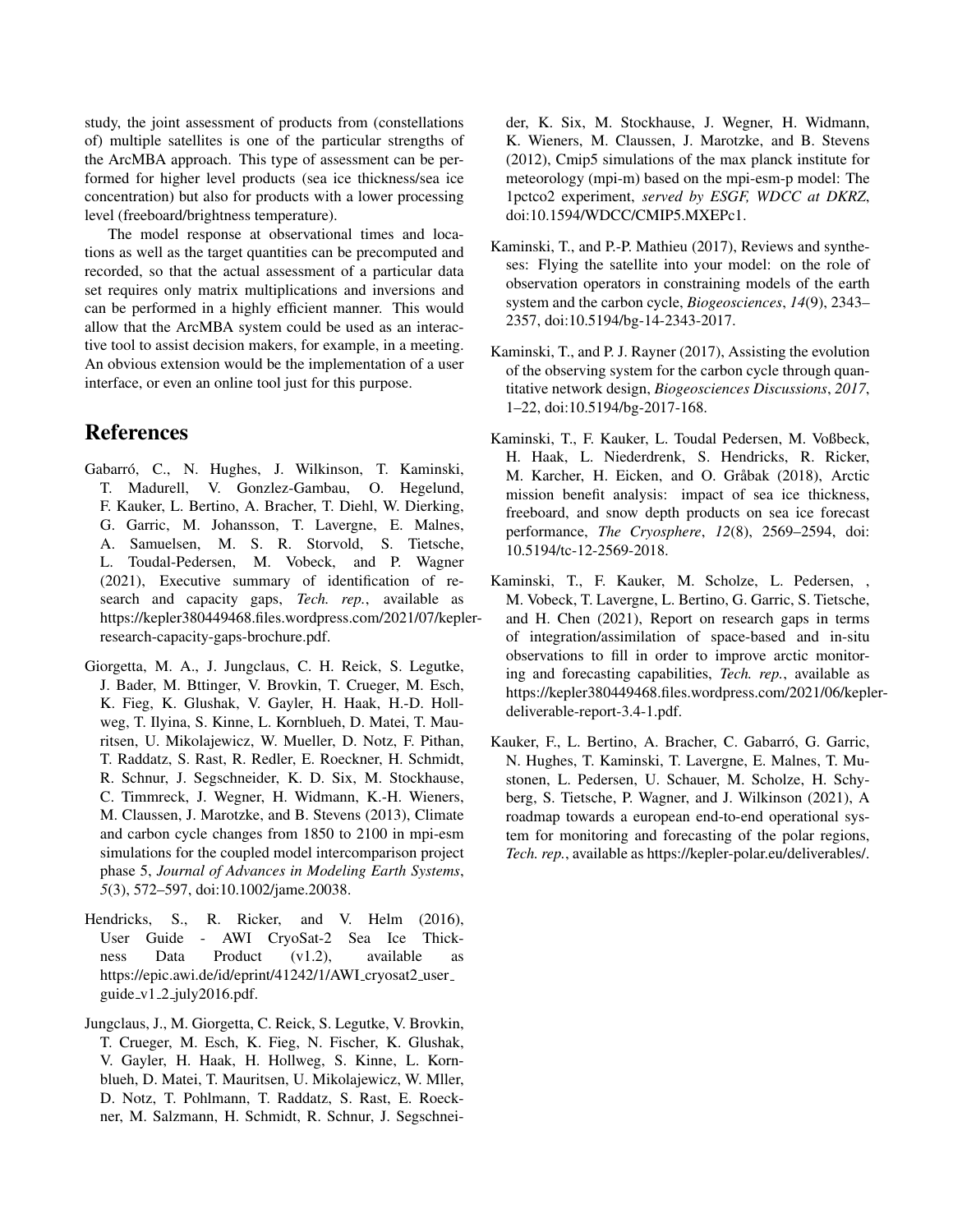study, the joint assessment of products from (constellations of) multiple satellites is one of the particular strengths of the ArcMBA approach. This type of assessment can be performed for higher level products (sea ice thickness/sea ice concentration) but also for products with a lower processing level (freeboard/brightness temperature).

The model response at observational times and locations as well as the target quantities can be precomputed and recorded, so that the actual assessment of a particular data set requires only matrix multiplications and inversions and can be performed in a highly efficient manner. This would allow that the ArcMBA system could be used as an interactive tool to assist decision makers, for example, in a meeting. An obvious extension would be the implementation of a user interface, or even an online tool just for this purpose.

## References

Gabarró, C., N. Hughes, J. Wilkinson, T. Kaminski, T. Madurell, V. Gonzlez-Gambau, O. Hegelund, F. Kauker, L. Bertino, A. Bracher, T. Diehl, W. Dierking, G. Garric, M. Johansson, T. Lavergne, E. Malnes, A. Samuelsen, M. S. R. Storvold, S. Tietsche, L. Toudal-Pedersen, M. Vobeck, and P. Wagner (2021), Executive summary of identification of research and capacity gaps, *Tech. rep.*, available as https://kepler380449468.files.wordpress.com/2021/07/kepler-research-capacity-gaps-brochure.pdf.

Giorgetta, M. A., J. Jungclaus, C. H. Reick, S. Legutke, J. Bader, M. Bttinger, V. Brovkin, T. Crueger, M. Esch, K. Fieg, K. Glushak, V. Gayler, H. Haak, H.-D. Hollweg, T. Ilyina, S. Kinne, L. Kornblueh, D. Matei, T. Mauritsen, U. Mikolajewicz, W. Mueller, D. Notz, F. Pithan, T. Raddatz, S. Rast, R. Redler, E. Roeckner, H. Schmidt, R. Schnur, J. Segschneider, K. D. Six, M. Stockhause, C. Timmreck, J. Wegner, H. Widmann, K.-H. Wieners, M. Claussen, J. Marotzke, and B. Stevens (2013), Climate and carbon cycle changes from 1850 to 2100 in mpi-esm simulations for the coupled model intercomparison project phase 5, *Journal of Advances in Modeling Earth Systems*, *5*(3), 572–597, doi:10.1002/jame.20038.

Hendricks, S., R. Ricker, and V. Helm (2016), User Guide - AWI CryoSat-2 Sea Ice Thickness Data Product (v1.2), available as https://epic.awi.de/id/eprint/41242/1/AWI_cryosat2_user_guide_v1_2_july2016.pdf.

Jungclaus, J., M. Giorgetta, C. Reick, S. Legutke, V. Brovkin, T. Crueger, M. Esch, K. Fieg, N. Fischer, K. Glushak, V. Gayler, H. Haak, H. Hollweg, S. Kinne, L. Kornblueh, D. Matei, T. Mauritsen, U. Mikolajewicz, W. Mller, D. Notz, T. Pohlmann, T. Raddatz, S. Rast, E. Roeckner, M. Salzmann, H. Schmidt, R. Schnur, J. Segschneider, K. Six, M. Stockhause, J. Wegner, H. Widmann, K. Wieners, M. Claussen, J. Marotzke, and B. Stevens (2012), Cmip5 simulations of the max planck institute for meteorology (mpi-m) based on the mpi-esm-p model: The 1pctco2 experiment, *served by ESGF, WDCC at DKRZ*, doi:10.1594/WDCC/CMIP5.MXEPc1.

Kaminski, T., and P.-P. Mathieu (2017), Reviews and syntheses: Flying the satellite into your model: on the role of observation operators in constraining models of the earth system and the carbon cycle, *Biogeosciences*, *14*(9), 2343–2357, doi:10.5194/bg-14-2343-2017.

Kaminski, T., and P. J. Rayner (2017), Assisting the evolution of the observing system for the carbon cycle through quantitative network design, *Biogeosciences Discussions*, *2017*, 1–22, doi:10.5194/bg-2017-168.

Kaminski, T., F. Kauker, L. Toudal Pedersen, M. Voßbeck, H. Haak, L. Niederdrenk, S. Hendricks, R. Ricker, M. Karcher, H. Eicken, and O. Gråbak (2018), Arctic mission benefit analysis: impact of sea ice thickness, freeboard, and snow depth products on sea ice forecast performance, *The Cryosphere*, *12*(8), 2569–2594, doi:10.5194/tc-12-2569-2018.

Kaminski, T., F. Kauker, M. Scholze, L. Pedersen, , M. Vobeck, T. Lavergne, L. Bertino, G. Garric, S. Tietsche, and H. Chen (2021), Report on research gaps in terms of integration/assimilation of space-based and in-situ observations to fill in order to improve arctic monitoring and forecasting capabilities, *Tech. rep.*, available as https://kepler380449468.files.wordpress.com/2021/06/kepler-deliverable-report-3.4-1.pdf.

Kauker, F., L. Bertino, A. Bracher, C. Gabarró, G. Garric, N. Hughes, T. Kaminski, T. Lavergne, E. Malnes, T. Mustonen, L. Pedersen, U. Schauer, M. Scholze, H. Schyberg, S. Tietsche, P. Wagner, and J. Wilkinson (2021), A roadmap towards a european end-to-end operational system for monitoring and forecasting of the polar regions, *Tech. rep.*, available as https://kepler-polar.eu/deliverables/.